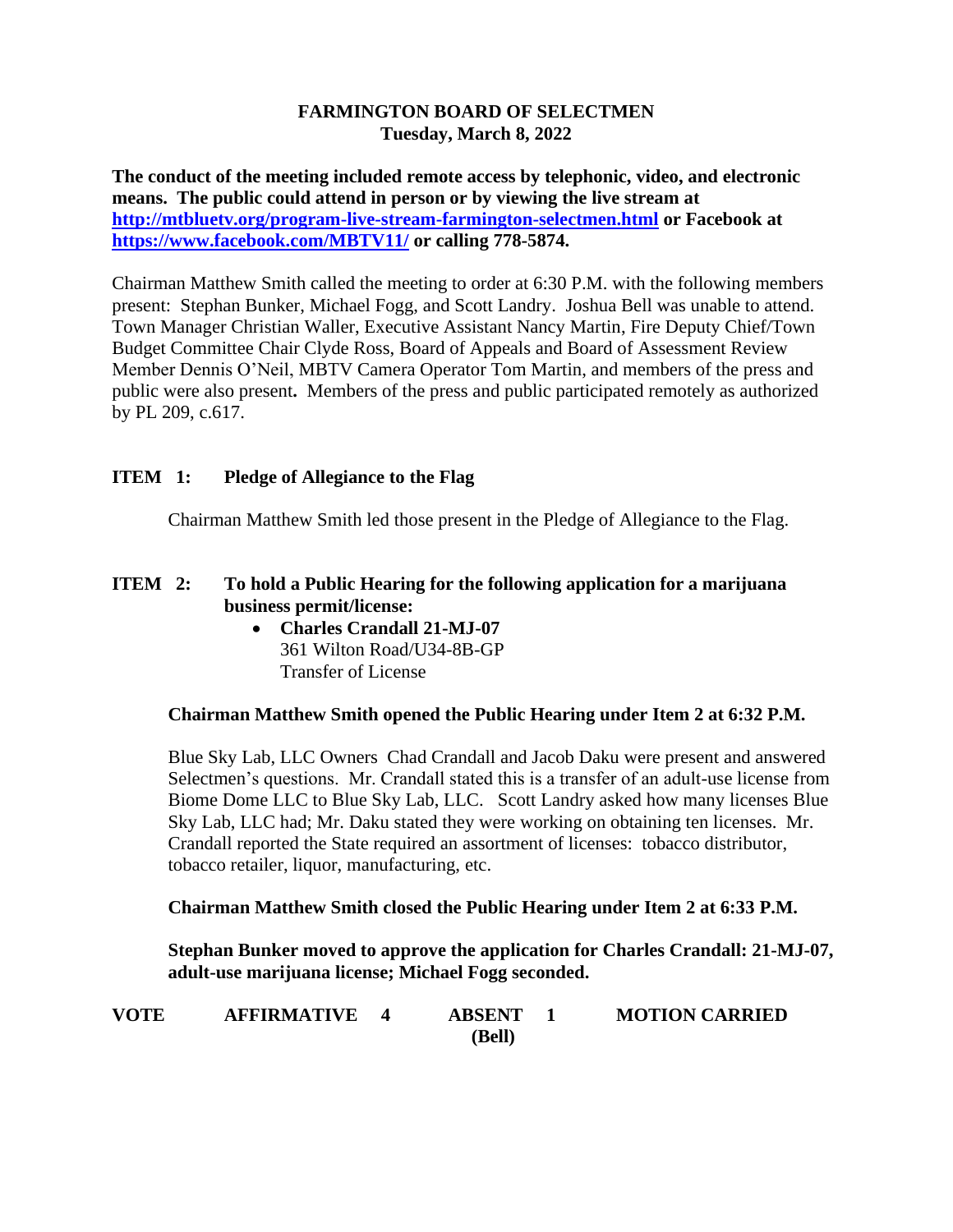# FARMINGTON BOARD OF SELECTMEN
## Tuesday, March 8, 2022

**The conduct of the meeting included remote access by telephonic, video, and electronic means. The public could attend in person or by viewing the live stream at [http://mtbluetv.org/program-live-stream-farmington-selectmen.html](http://mtbluetv.org/program-live-stream-farmington-selectmen.html) or Facebook at [https://www.facebook.com/MBTV11/](https://www.facebook.com/MBTV11/) or calling 778-5874.**

Chairman Matthew Smith called the meeting to order at 6:30 P.M. with the following members present: Stephan Bunker, Michael Fogg, and Scott Landry. Joshua Bell was unable to attend. Town Manager Christian Waller, Executive Assistant Nancy Martin, Fire Deputy Chief/Town Budget Committee Chair Clyde Ross, Board of Appeals and Board of Assessment Review Member Dennis O'Neil, MBTV Camera Operator Tom Martin, and members of the press and public were also present**.** Members of the press and public participated remotely as authorized by PL 209, c.617.

**ITEM 1: Pledge of Allegiance to the Flag**

Chairman Matthew Smith led those present in the Pledge of Allegiance to the Flag.

**ITEM 2: To hold a Public Hearing for the following application for a marijuana business permit/license:**

- **Charles Crandall 21-MJ-07**
  361 Wilton Road/U34-8B-GP
  Transfer of License

**Chairman Matthew Smith opened the Public Hearing under Item 2 at 6:32 P.M.**

Blue Sky Lab, LLC Owners Chad Crandall and Jacob Daku were present and answered Selectmen's questions. Mr. Crandall stated this is a transfer of an adult-use license from Biome Dome LLC to Blue Sky Lab, LLC. Scott Landry asked how many licenses Blue Sky Lab, LLC had; Mr. Daku stated they were working on obtaining ten licenses. Mr. Crandall reported the State required an assortment of licenses: tobacco distributor, tobacco retailer, liquor, manufacturing, etc.

**Chairman Matthew Smith closed the Public Hearing under Item 2 at 6:33 P.M.**

**Stephan Bunker moved to approve the application for Charles Crandall: 21-MJ-07, adult-use marijuana license; Michael Fogg seconded.**

**VOTE AFFIRMATIVE 4 ABSENT 1 (Bell) MOTION CARRIED**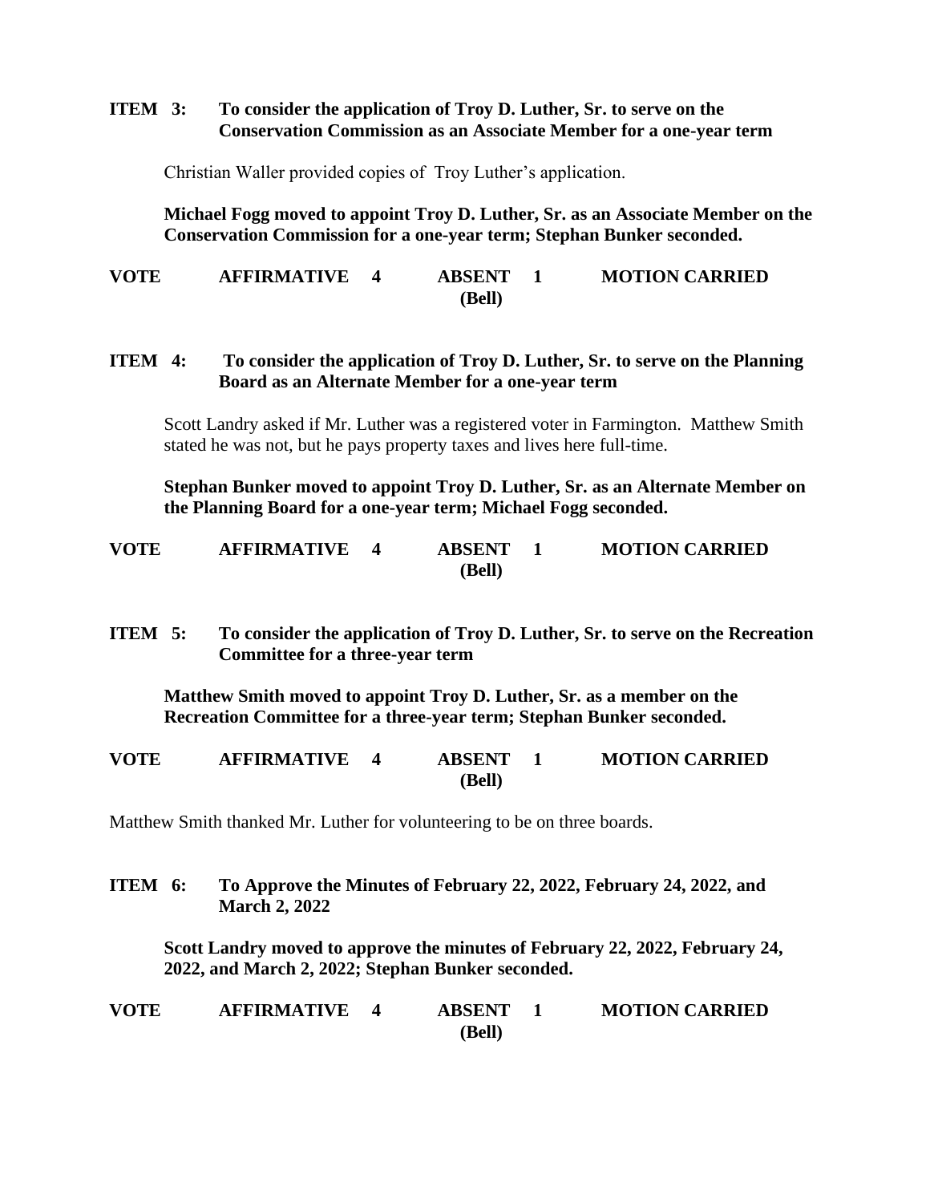**ITEM 3: To consider the application of Troy D. Luther, Sr. to serve on the Conservation Commission as an Associate Member for a one-year term**

Christian Waller provided copies of Troy Luther's application.

**Michael Fogg moved to appoint Troy D. Luther, Sr. as an Associate Member on the Conservation Commission for a one-year term; Stephan Bunker seconded.**

**VOTE AFFIRMATIVE 4 ABSENT 1 (Bell) MOTION CARRIED**

**ITEM 4: To consider the application of Troy D. Luther, Sr. to serve on the Planning Board as an Alternate Member for a one-year term**

Scott Landry asked if Mr. Luther was a registered voter in Farmington. Matthew Smith stated he was not, but he pays property taxes and lives here full-time.

**Stephan Bunker moved to appoint Troy D. Luther, Sr. as an Alternate Member on the Planning Board for a one-year term; Michael Fogg seconded.**

**VOTE AFFIRMATIVE 4 ABSENT 1 (Bell) MOTION CARRIED**

**ITEM 5: To consider the application of Troy D. Luther, Sr. to serve on the Recreation Committee for a three-year term**

**Matthew Smith moved to appoint Troy D. Luther, Sr. as a member on the Recreation Committee for a three-year term; Stephan Bunker seconded.**

**VOTE AFFIRMATIVE 4 ABSENT 1 (Bell) MOTION CARRIED**

Matthew Smith thanked Mr. Luther for volunteering to be on three boards.

**ITEM 6: To Approve the Minutes of February 22, 2022, February 24, 2022, and March 2, 2022**

**Scott Landry moved to approve the minutes of February 22, 2022, February 24, 2022, and March 2, 2022; Stephan Bunker seconded.**

**VOTE AFFIRMATIVE 4 ABSENT 1 (Bell) MOTION CARRIED**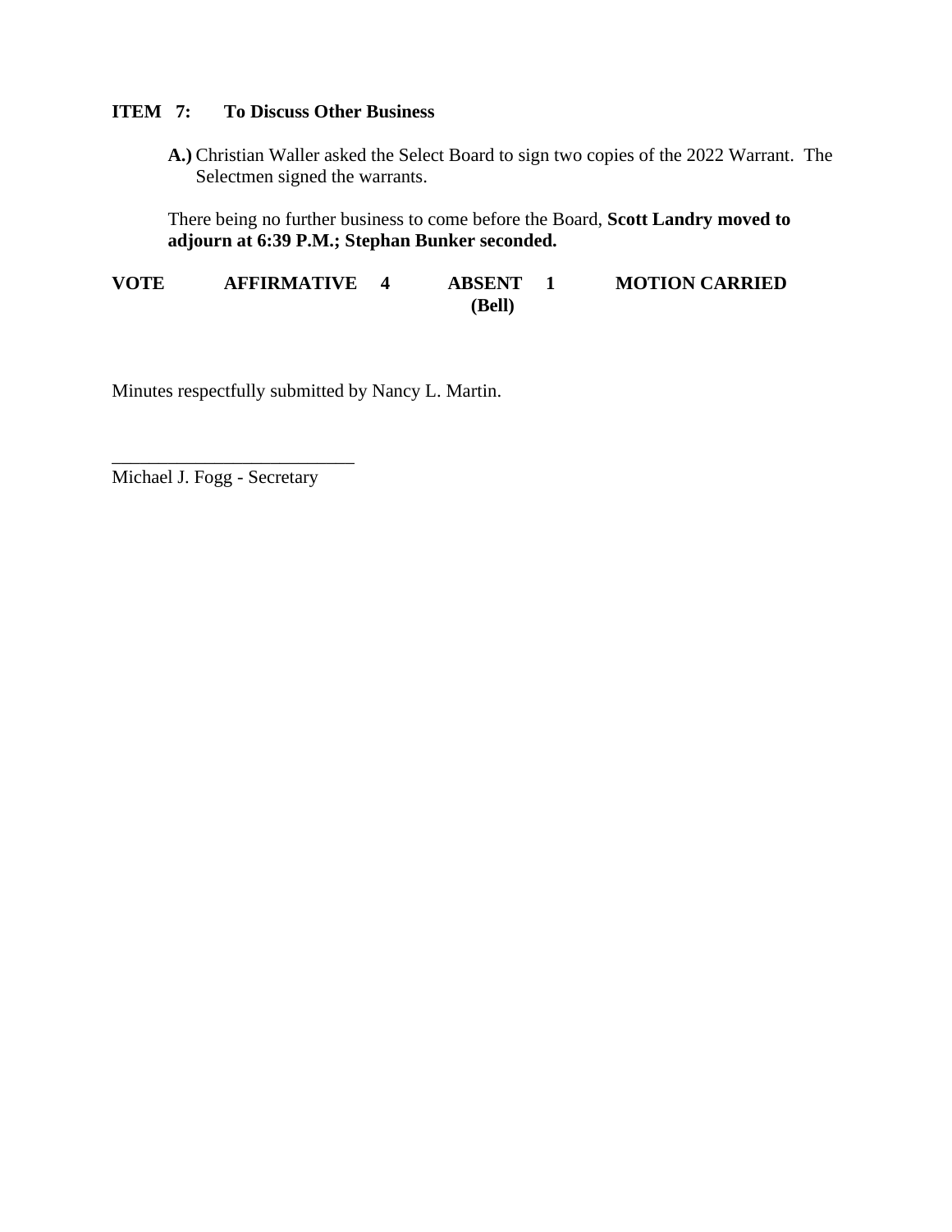**ITEM 7: To Discuss Other Business**

**A.)** Christian Waller asked the Select Board to sign two copies of the 2022 Warrant. The Selectmen signed the warrants.

There being no further business to come before the Board, **Scott Landry moved to adjourn at 6:39 P.M.; Stephan Bunker seconded.**

| | | | |
|---|---|---|---|
| **VOTE** | **AFFIRMATIVE 4** | **ABSENT 1 (Bell)** | **MOTION CARRIED** |

Minutes respectfully submitted by Nancy L. Martin.

___________________________
Michael J. Fogg - Secretary